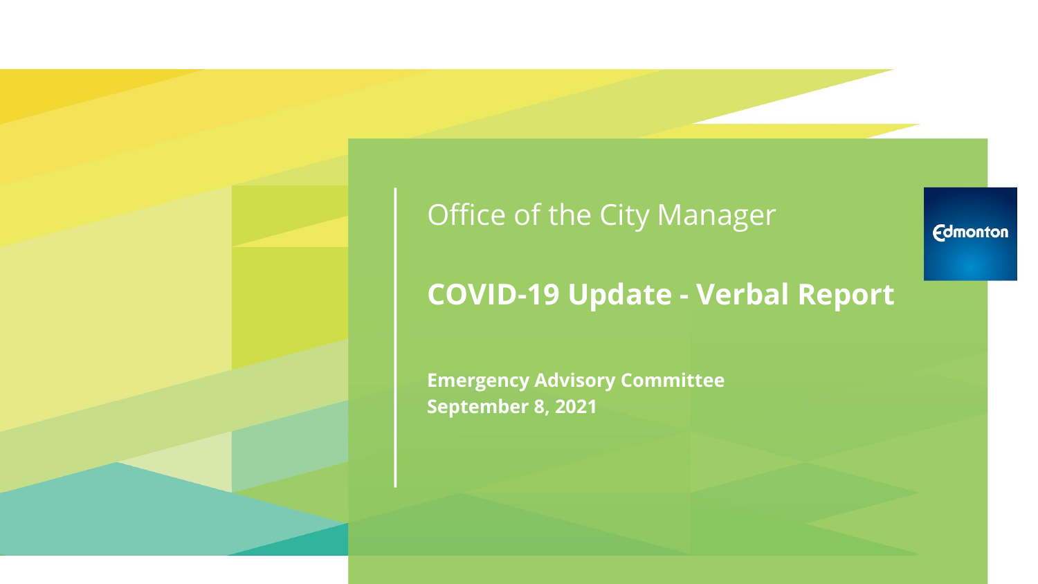Office of the City Manager

# COVID-19 Update - Verbal Report

**Emergency Advisory Committee**
**September 8, 2021**

Edmonton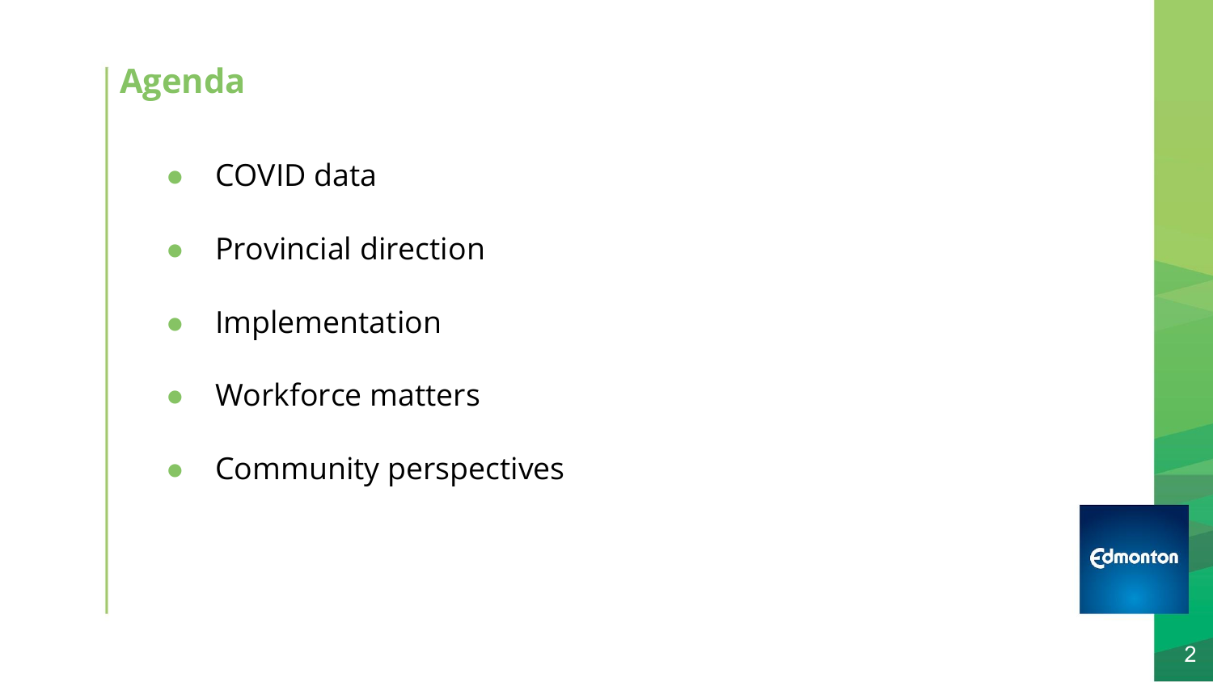# Agenda

- COVID data
- Provincial direction
- Implementation
- Workforce matters
- Community perspectives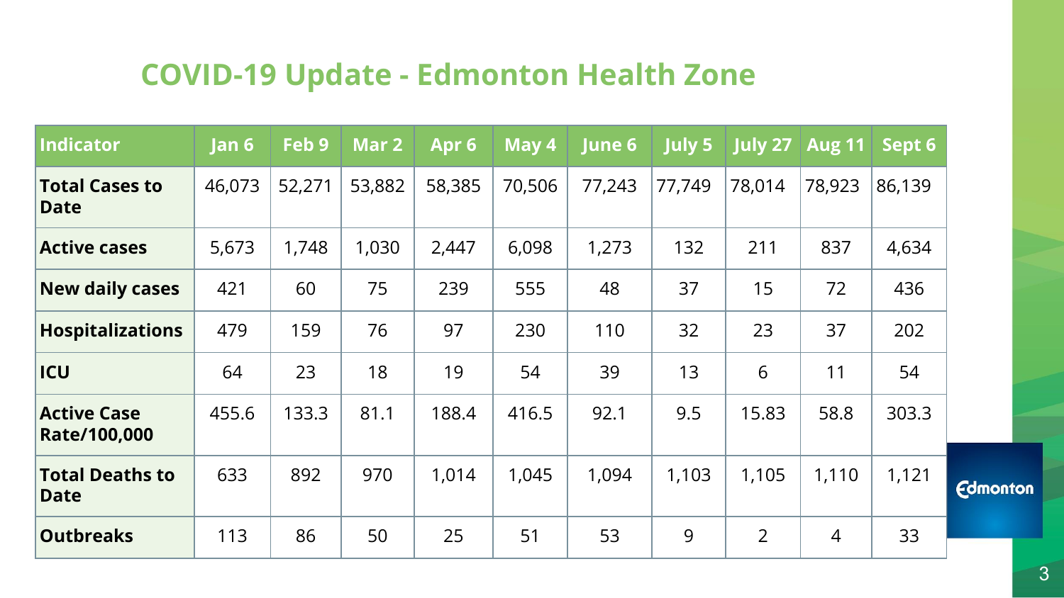# COVID-19 Update - Edmonton Health Zone

| Indicator | Jan 6 | Feb 9 | Mar 2 | Apr 6 | May 4 | June 6 | July 5 | July 27 | Aug 11 | Sept 6 |
|---|---|---|---|---|---|---|---|---|---|---|
| **Total Cases to Date** | 46,073 | 52,271 | 53,882 | 58,385 | 70,506 | 77,243 | 77,749 | 78,014 | 78,923 | 86,139 |
| **Active cases** | 5,673 | 1,748 | 1,030 | 2,447 | 6,098 | 1,273 | 132 | 211 | 837 | 4,634 |
| **New daily cases** | 421 | 60 | 75 | 239 | 555 | 48 | 37 | 15 | 72 | 436 |
| **Hospitalizations** | 479 | 159 | 76 | 97 | 230 | 110 | 32 | 23 | 37 | 202 |
| **ICU** | 64 | 23 | 18 | 19 | 54 | 39 | 13 | 6 | 11 | 54 |
| **Active Case Rate/100,000** | 455.6 | 133.3 | 81.1 | 188.4 | 416.5 | 92.1 | 9.5 | 15.83 | 58.8 | 303.3 |
| **Total Deaths to Date** | 633 | 892 | 970 | 1,014 | 1,045 | 1,094 | 1,103 | 1,105 | 1,110 | 1,121 |
| **Outbreaks** | 113 | 86 | 50 | 25 | 51 | 53 | 9 | 2 | 4 | 33 |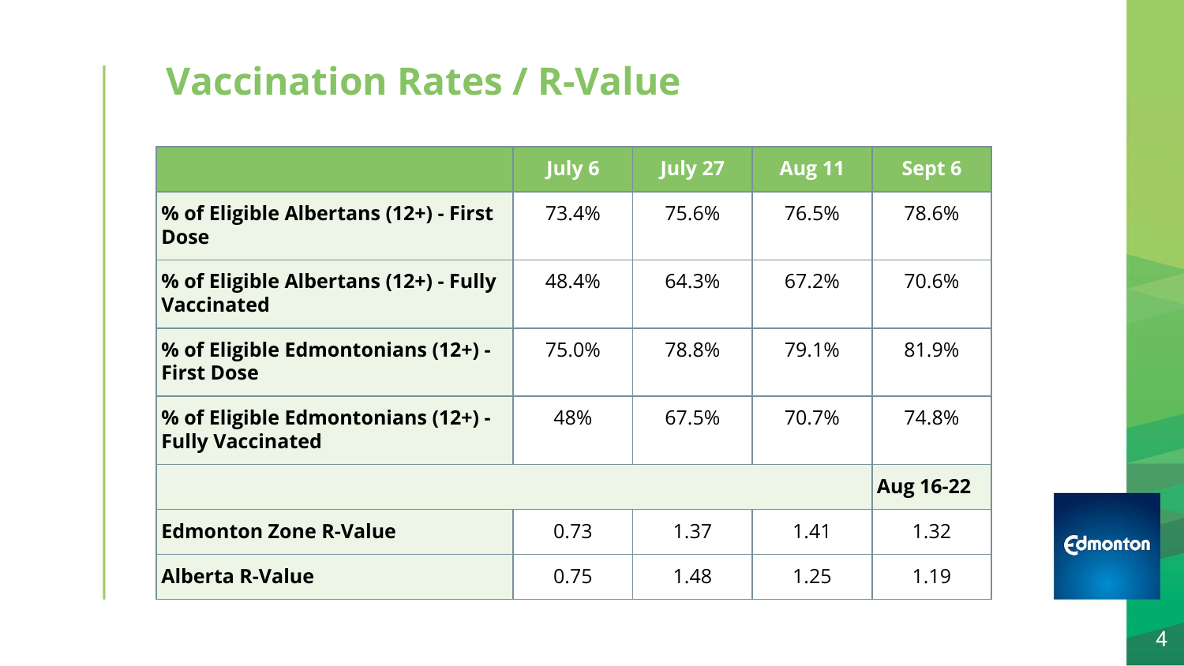# Vaccination Rates / R-Value

| | July 6 | July 27 | Aug 11 | Sept 6 |
|---|---|---|---|---|
| **% of Eligible Albertans (12+) - First Dose** | 73.4% | 75.6% | 76.5% | 78.6% |
| **% of Eligible Albertans (12+) - Fully Vaccinated** | 48.4% | 64.3% | 67.2% | 70.6% |
| **% of Eligible Edmontonians (12+) - First Dose** | 75.0% | 78.8% | 79.1% | 81.9% |
| **% of Eligible Edmontonians (12+) - Fully Vaccinated** | 48% | 67.5% | 70.7% | 74.8% |
| | | | | **Aug 16-22** |
| **Edmonton Zone R-Value** | 0.73 | 1.37 | 1.41 | 1.32 |
| **Alberta R-Value** | 0.75 | 1.48 | 1.25 | 1.19 |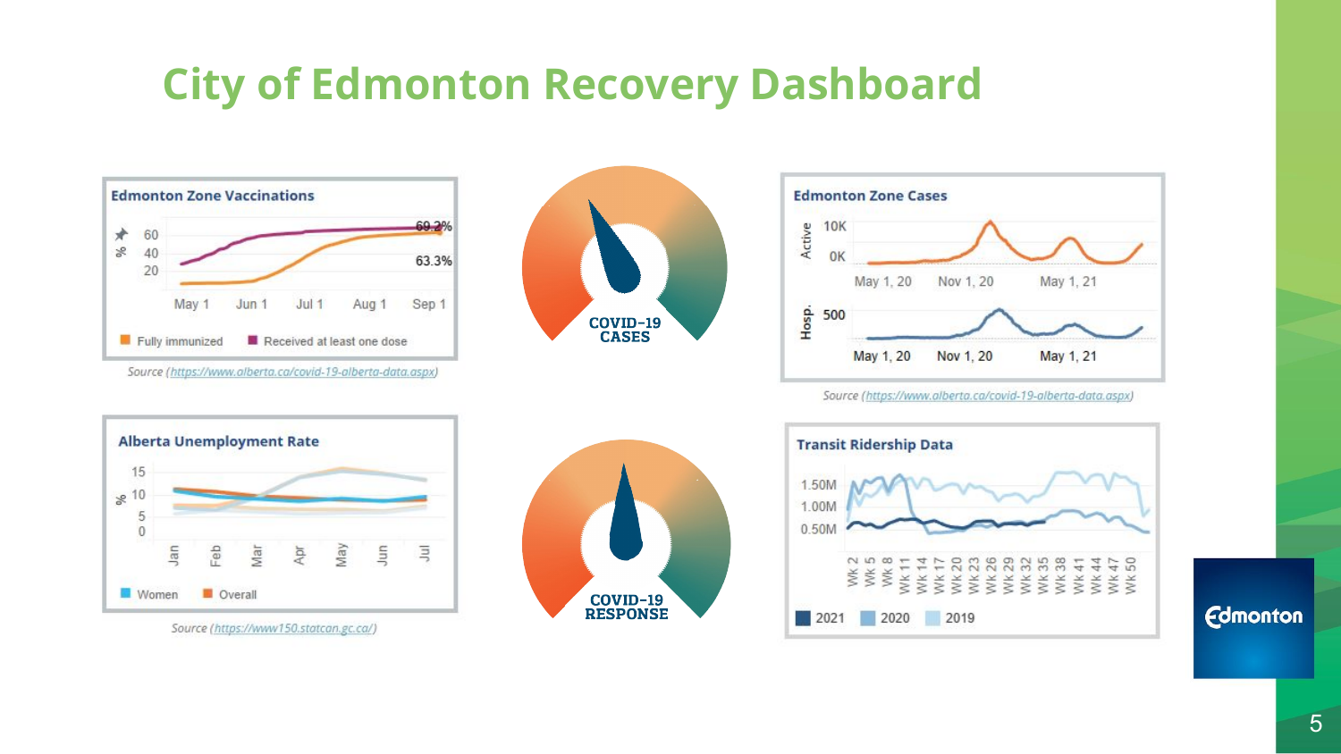# City of Edmonton Recovery Dashboard

**Edmonton Zone Vaccinations**

% 60 40 20

May 1 Jun 1 Jul 1 Aug 1 Sep 1

69.2%

63.3%

Fully immunized — Received at least one dose

Source (https://www.alberta.ca/covid-19-alberta-data.aspx)

**COVID-19 CASES**

**Edmonton Zone Cases**

Active 10K 0K

May 1, 20 Nov 1, 20 May 1, 21

Hosp. 500

May 1, 20 Nov 1, 20 May 1, 21

Source (https://www.alberta.ca/covid-19-alberta-data.aspx)

**Alberta Unemployment Rate**

% 15 10 5 0

Jan Feb Mar Apr May Jun Jul

Women — Overall

Source (https://www150.statcan.gc.ca/)

**COVID-19 RESPONSE**

**Transit Ridership Data**

1.50M 1.00M 0.50M

Wk 2 Wk 5 Wk 8 Wk 11 Wk 14 Wk 17 Wk 20 Wk 23 Wk 26 Wk 29 Wk 32 Wk 35 Wk 38 Wk 41 Wk 44 Wk 47 Wk 50

2021 2020 2019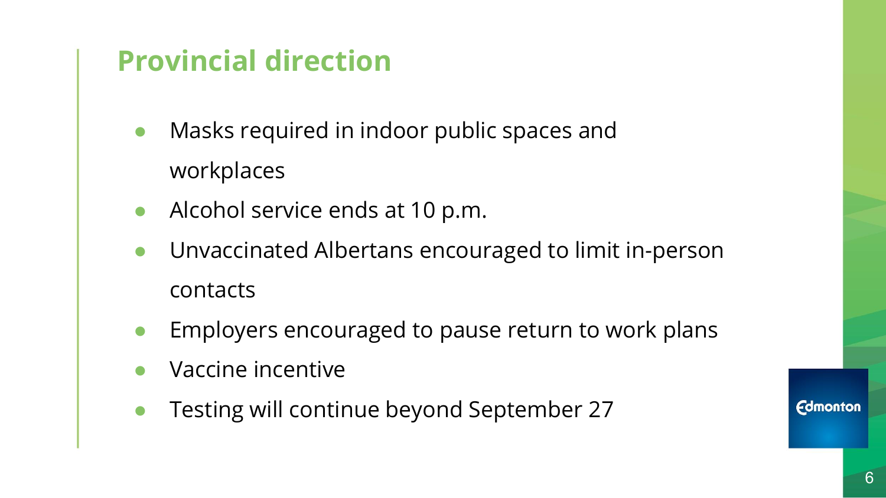# Provincial direction

- Masks required in indoor public spaces and workplaces
- Alcohol service ends at 10 p.m.
- Unvaccinated Albertans encouraged to limit in-person contacts
- Employers encouraged to pause return to work plans
- Vaccine incentive
- Testing will continue beyond September 27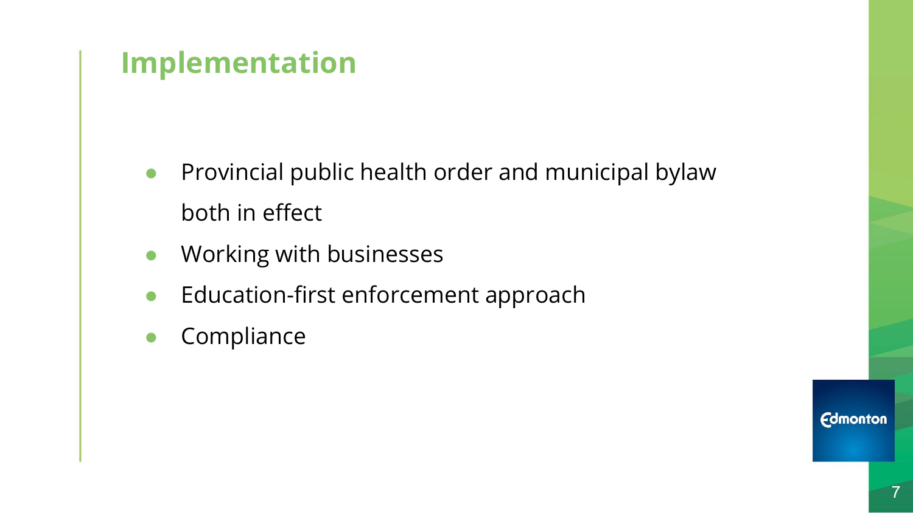# Implementation

- Provincial public health order and municipal bylaw both in effect
- Working with businesses
- Education-first enforcement approach
- Compliance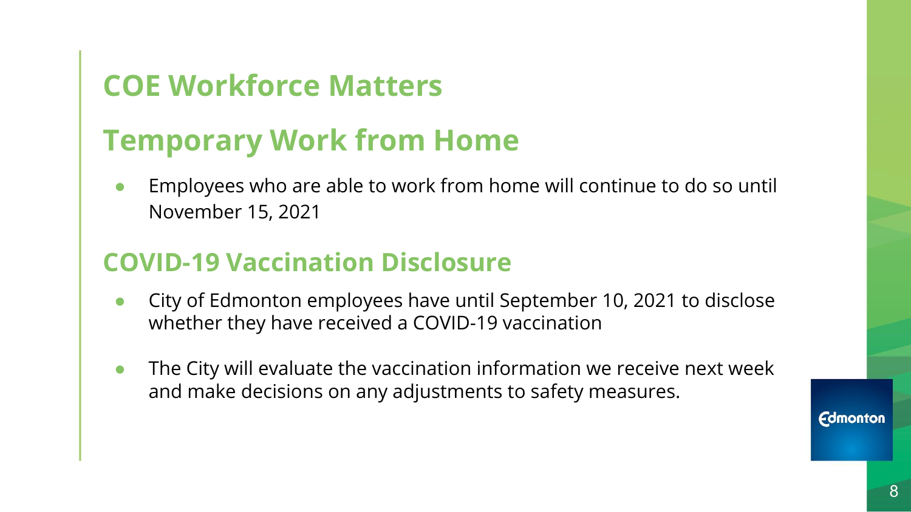# COE Workforce Matters

## Temporary Work from Home

- Employees who are able to work from home will continue to do so until November 15, 2021

## COVID-19 Vaccination Disclosure

- City of Edmonton employees have until September 10, 2021 to disclose whether they have received a COVID-19 vaccination
- The City will evaluate the vaccination information we receive next week and make decisions on any adjustments to safety measures.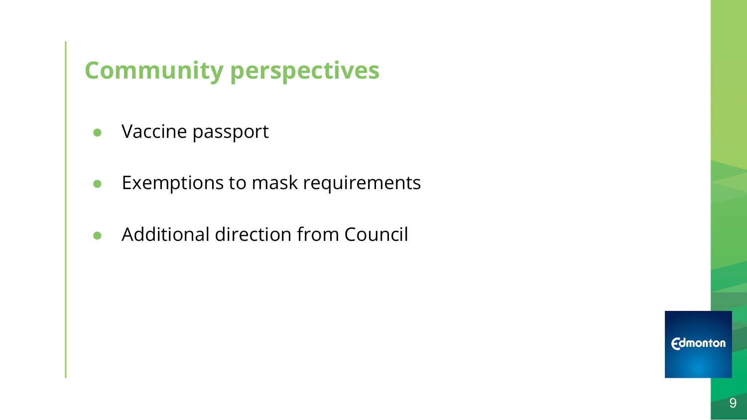# Community perspectives

- Vaccine passport
- Exemptions to mask requirements
- Additional direction from Council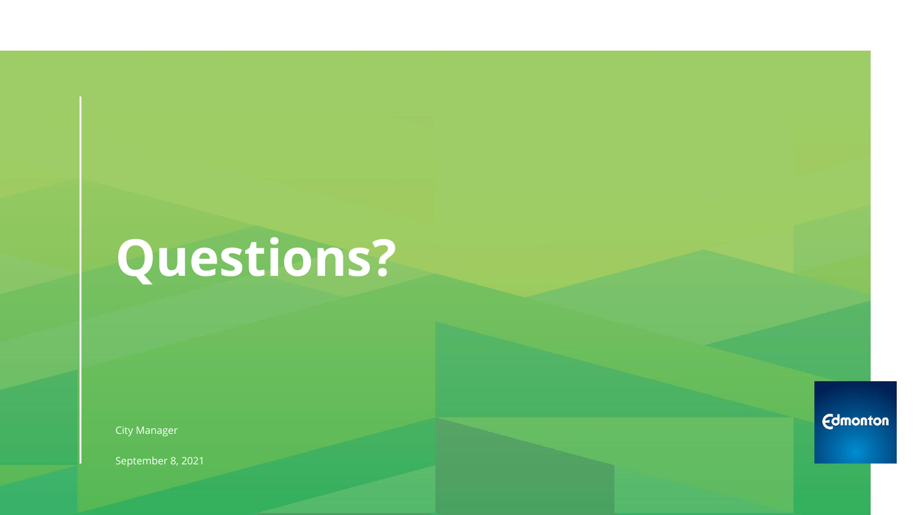# Questions?

City Manager

September 8, 2021